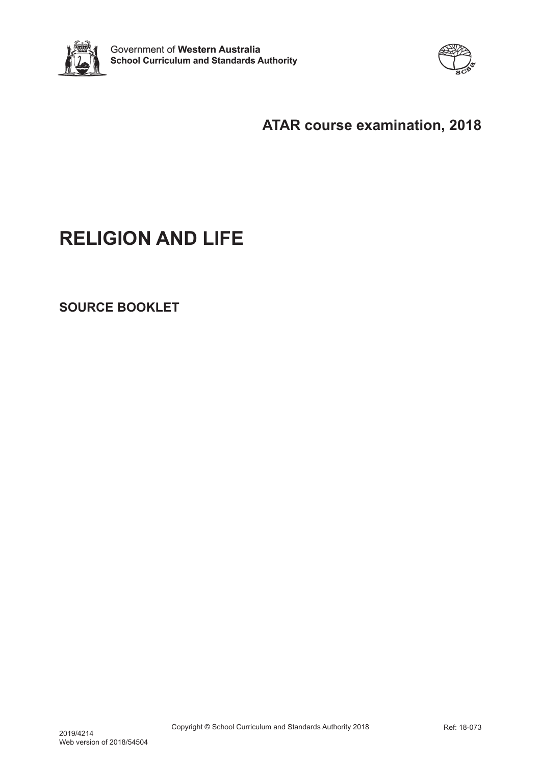Government of **Western Australia**
**School Curriculum and Standards Authority**

## ATAR course examination, 2018

# RELIGION AND LIFE

## SOURCE BOOKLET

Copyright © School Curriculum and Standards Authority 2018

Ref: 18-073

2019/4214
Web version of 2018/54504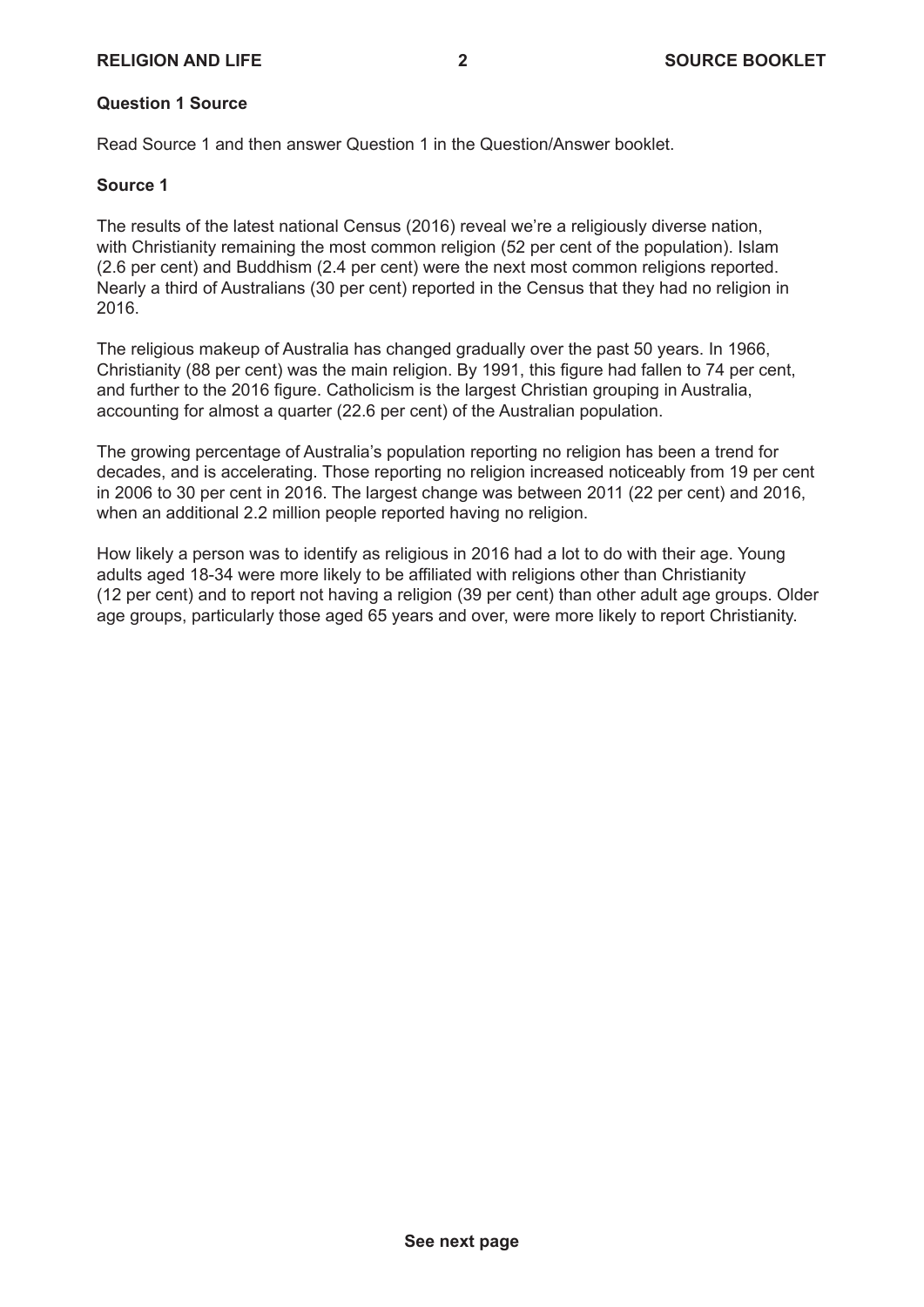## Question 1 Source

Read Source 1 and then answer Question 1 in the Question/Answer booklet.

### Source 1

The results of the latest national Census (2016) reveal we're a religiously diverse nation, with Christianity remaining the most common religion (52 per cent of the population). Islam (2.6 per cent) and Buddhism (2.4 per cent) were the next most common religions reported. Nearly a third of Australians (30 per cent) reported in the Census that they had no religion in 2016.

The religious makeup of Australia has changed gradually over the past 50 years. In 1966, Christianity (88 per cent) was the main religion. By 1991, this figure had fallen to 74 per cent, and further to the 2016 figure. Catholicism is the largest Christian grouping in Australia, accounting for almost a quarter (22.6 per cent) of the Australian population.

The growing percentage of Australia's population reporting no religion has been a trend for decades, and is accelerating. Those reporting no religion increased noticeably from 19 per cent in 2006 to 30 per cent in 2016. The largest change was between 2011 (22 per cent) and 2016, when an additional 2.2 million people reported having no religion.

How likely a person was to identify as religious in 2016 had a lot to do with their age. Young adults aged 18-34 were more likely to be affiliated with religions other than Christianity (12 per cent) and to report not having a religion (39 per cent) than other adult age groups. Older age groups, particularly those aged 65 years and over, were more likely to report Christianity.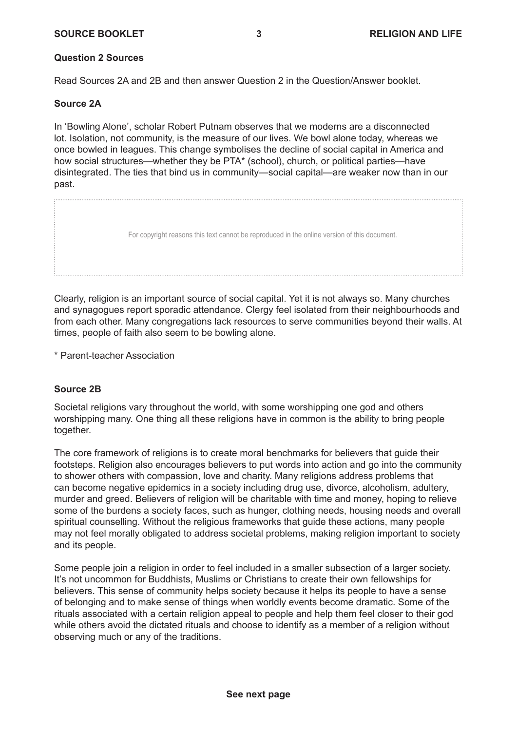**Question 2 Sources**

Read Sources 2A and 2B and then answer Question 2 in the Question/Answer booklet.

**Source 2A**

In 'Bowling Alone', scholar Robert Putnam observes that we moderns are a disconnected lot. Isolation, not community, is the measure of our lives. We bowl alone today, whereas we once bowled in leagues. This change symbolises the decline of social capital in America and how social structures—whether they be PTA* (school), church, or political parties—have disintegrated. The ties that bind us in community—social capital—are weaker now than in our past.

For copyright reasons this text cannot be reproduced in the online version of this document.

Clearly, religion is an important source of social capital. Yet it is not always so. Many churches and synagogues report sporadic attendance. Clergy feel isolated from their neighbourhoods and from each other. Many congregations lack resources to serve communities beyond their walls. At times, people of faith also seem to be bowling alone.

* Parent-teacher Association

**Source 2B**

Societal religions vary throughout the world, with some worshipping one god and others worshipping many. One thing all these religions have in common is the ability to bring people together.

The core framework of religions is to create moral benchmarks for believers that guide their footsteps. Religion also encourages believers to put words into action and go into the community to shower others with compassion, love and charity. Many religions address problems that can become negative epidemics in a society including drug use, divorce, alcoholism, adultery, murder and greed. Believers of religion will be charitable with time and money, hoping to relieve some of the burdens a society faces, such as hunger, clothing needs, housing needs and overall spiritual counselling. Without the religious frameworks that guide these actions, many people may not feel morally obligated to address societal problems, making religion important to society and its people.

Some people join a religion in order to feel included in a smaller subsection of a larger society. It's not uncommon for Buddhists, Muslims or Christians to create their own fellowships for believers. This sense of community helps society because it helps its people to have a sense of belonging and to make sense of things when worldly events become dramatic. Some of the rituals associated with a certain religion appeal to people and help them feel closer to their god while others avoid the dictated rituals and choose to identify as a member of a religion without observing much or any of the traditions.

**See next page**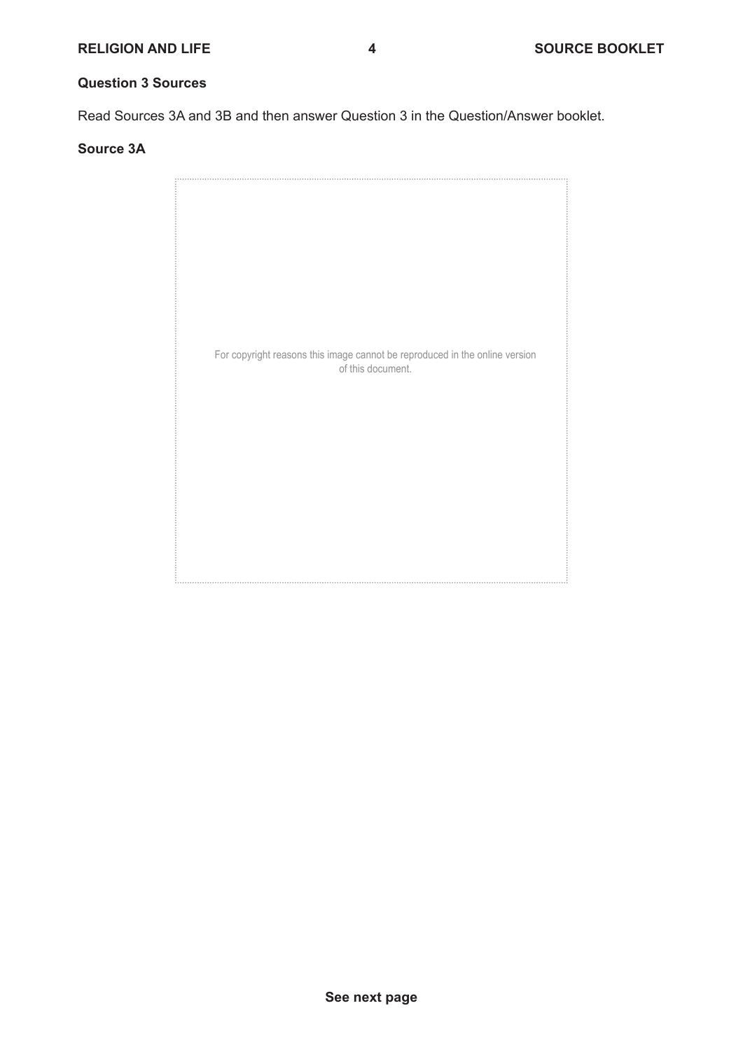## Question 3 Sources

Read Sources 3A and 3B and then answer Question 3 in the Question/Answer booklet.

### Source 3A

For copyright reasons this image cannot be reproduced in the online version of this document.

See next page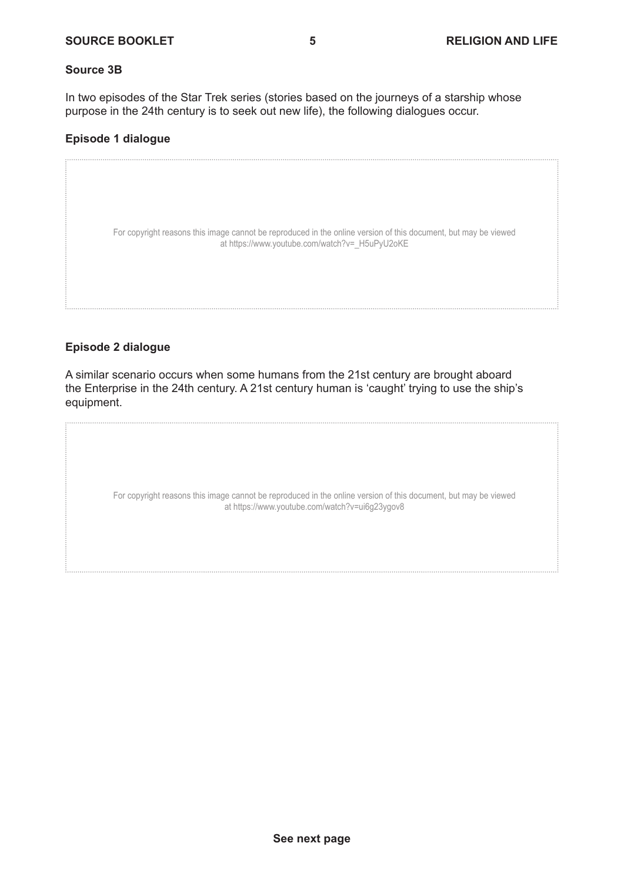## Source 3B

In two episodes of the Star Trek series (stories based on the journeys of a starship whose purpose in the 24th century is to seek out new life), the following dialogues occur.

### Episode 1 dialogue

For copyright reasons this image cannot be reproduced in the online version of this document, but may be viewed at https://www.youtube.com/watch?v=_H5uPyU2oKE

### Episode 2 dialogue

A similar scenario occurs when some humans from the 21st century are brought aboard the Enterprise in the 24th century. A 21st century human is 'caught' trying to use the ship's equipment.

For copyright reasons this image cannot be reproduced in the online version of this document, but may be viewed at https://www.youtube.com/watch?v=ui6g23ygov8

**See next page**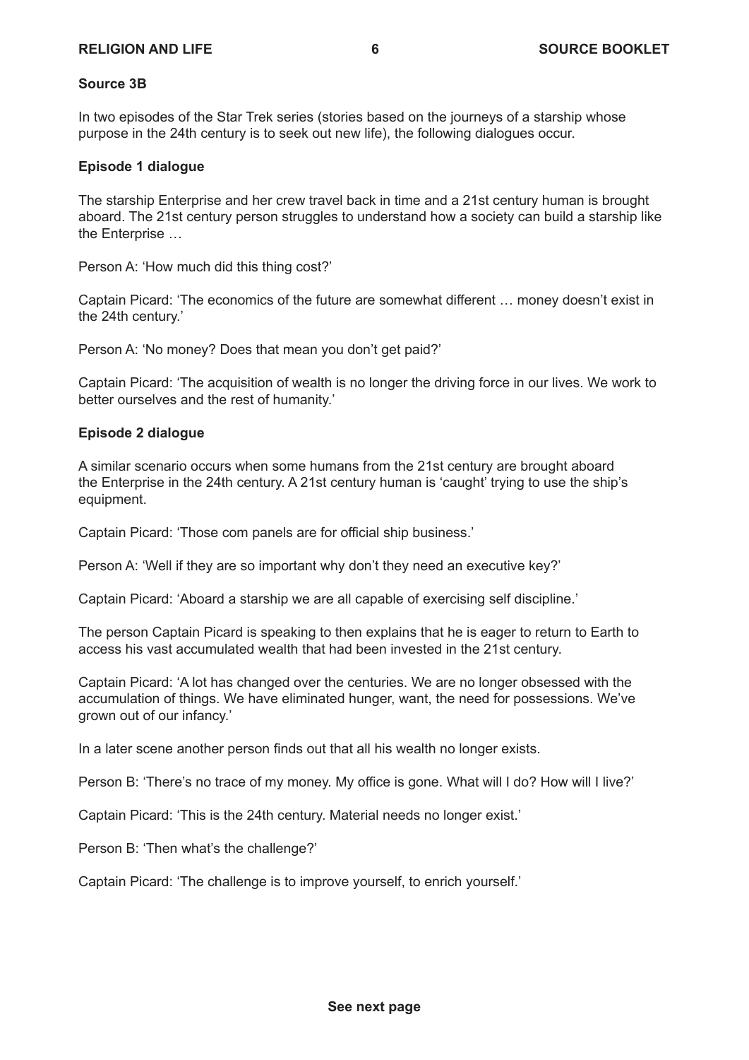## Source 3B

In two episodes of the Star Trek series (stories based on the journeys of a starship whose purpose in the 24th century is to seek out new life), the following dialogues occur.

### Episode 1 dialogue

The starship Enterprise and her crew travel back in time and a 21st century human is brought aboard. The 21st century person struggles to understand how a society can build a starship like the Enterprise …

Person A: 'How much did this thing cost?'

Captain Picard: 'The economics of the future are somewhat different … money doesn't exist in the 24th century.'

Person A: 'No money? Does that mean you don't get paid?'

Captain Picard: 'The acquisition of wealth is no longer the driving force in our lives. We work to better ourselves and the rest of humanity.'

### Episode 2 dialogue

A similar scenario occurs when some humans from the 21st century are brought aboard the Enterprise in the 24th century. A 21st century human is 'caught' trying to use the ship's equipment.

Captain Picard: 'Those com panels are for official ship business.'

Person A: 'Well if they are so important why don't they need an executive key?'

Captain Picard: 'Aboard a starship we are all capable of exercising self discipline.'

The person Captain Picard is speaking to then explains that he is eager to return to Earth to access his vast accumulated wealth that had been invested in the 21st century.

Captain Picard: 'A lot has changed over the centuries. We are no longer obsessed with the accumulation of things. We have eliminated hunger, want, the need for possessions. We've grown out of our infancy.'

In a later scene another person finds out that all his wealth no longer exists.

Person B: 'There's no trace of my money. My office is gone. What will I do? How will I live?'

Captain Picard: 'This is the 24th century. Material needs no longer exist.'

Person B: 'Then what's the challenge?'

Captain Picard: 'The challenge is to improve yourself, to enrich yourself.'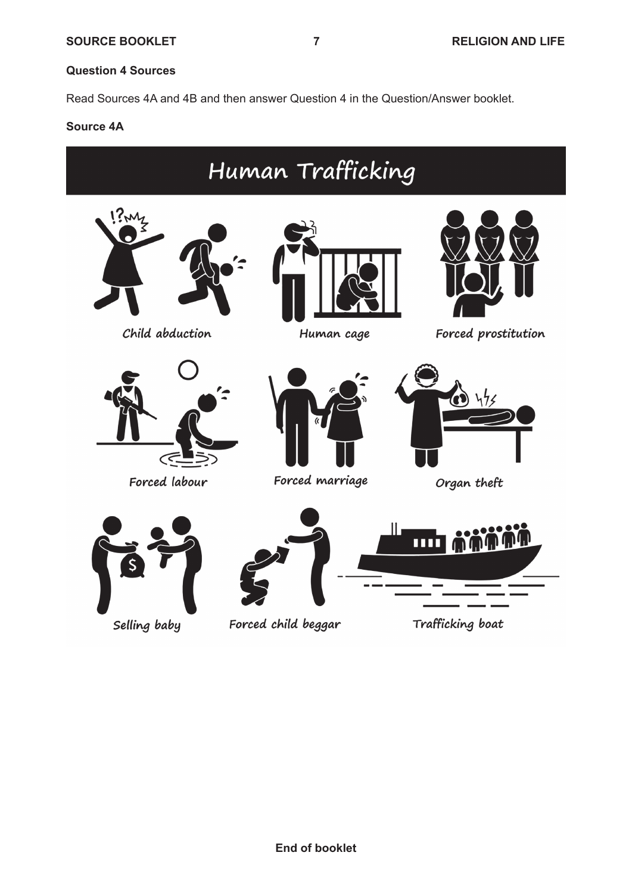**Question 4 Sources**

Read Sources 4A and 4B and then answer Question 4 in the Question/Answer booklet.

**Source 4A**

# Human Trafficking

Child abduction

Human cage

Forced prostitution

Forced labour

Forced marriage

Organ theft

Selling baby

Forced child beggar

Trafficking boat

**End of booklet**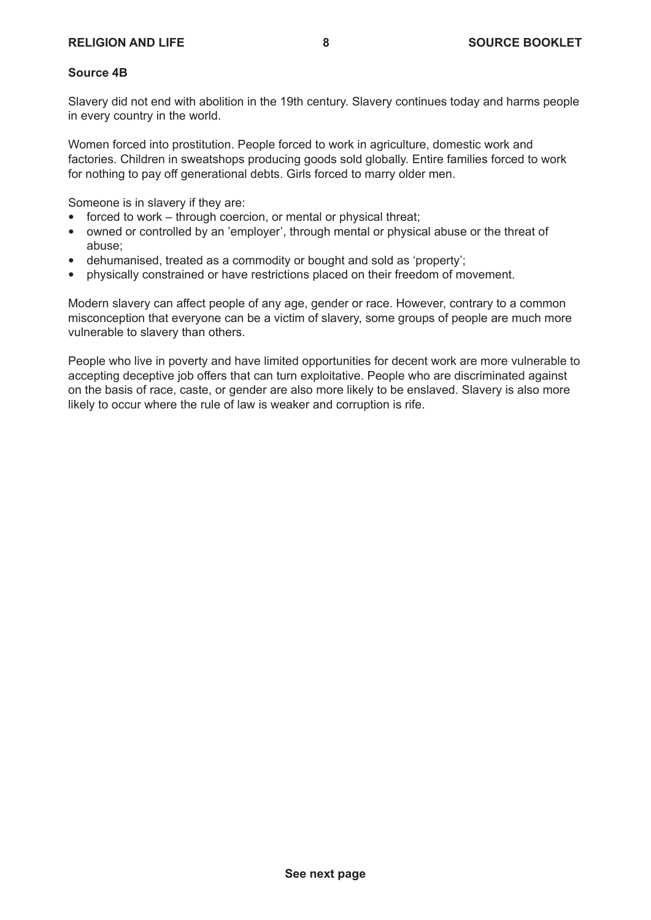**Source 4B**

Slavery did not end with abolition in the 19th century. Slavery continues today and harms people in every country in the world.

Women forced into prostitution. People forced to work in agriculture, domestic work and factories. Children in sweatshops producing goods sold globally. Entire families forced to work for nothing to pay off generational debts. Girls forced to marry older men.

Someone is in slavery if they are:

- forced to work – through coercion, or mental or physical threat;
- owned or controlled by an 'employer', through mental or physical abuse or the threat of abuse;
- dehumanised, treated as a commodity or bought and sold as 'property';
- physically constrained or have restrictions placed on their freedom of movement.

Modern slavery can affect people of any age, gender or race. However, contrary to a common misconception that everyone can be a victim of slavery, some groups of people are much more vulnerable to slavery than others.

People who live in poverty and have limited opportunities for decent work are more vulnerable to accepting deceptive job offers that can turn exploitative. People who are discriminated against on the basis of race, caste, or gender are also more likely to be enslaved. Slavery is also more likely to occur where the rule of law is weaker and corruption is rife.

**See next page**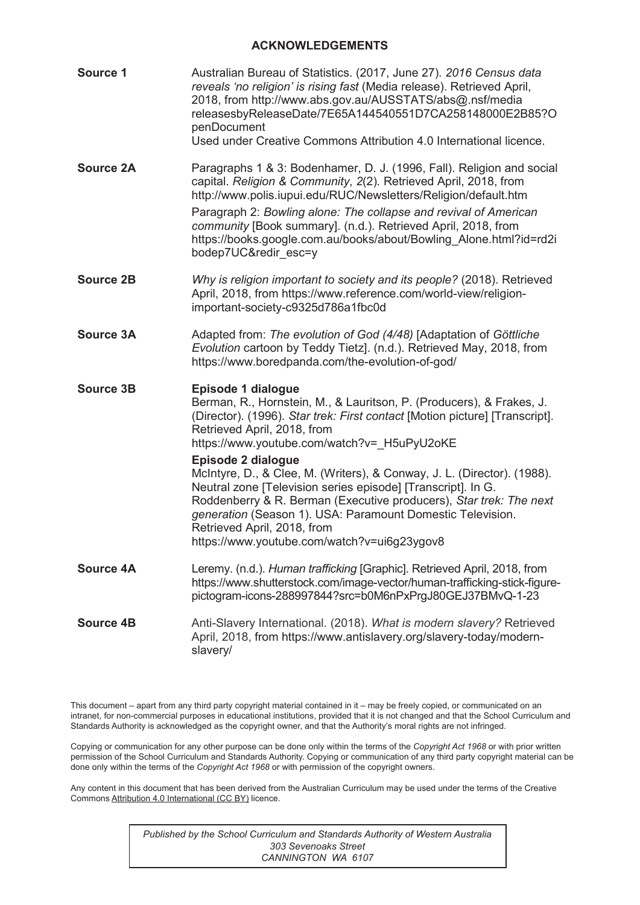## ACKNOWLEDGEMENTS

**Source 1**
Australian Bureau of Statistics. (2017, June 27). *2016 Census data reveals 'no religion' is rising fast* (Media release). Retrieved April, 2018, from http://www.abs.gov.au/AUSSTATS/abs@.nsf/mediareleasesbyReleaseDate/7E65A144540551D7CA258148000E2B85?OpenDocument
Used under Creative Commons Attribution 4.0 International licence.

**Source 2A**
Paragraphs 1 & 3: Bodenhamer, D. J. (1996, Fall). Religion and social capital. *Religion & Community*, *2*(2). Retrieved April, 2018, from http://www.polis.iupui.edu/RUC/Newsletters/Religion/default.htm

Paragraph 2: *Bowling alone: The collapse and revival of American community* [Book summary]. (n.d.). Retrieved April, 2018, from https://books.google.com.au/books/about/Bowling_Alone.html?id=rd2ibodep7UC&redir_esc=y

**Source 2B**
*Why is religion important to society and its people?* (2018). Retrieved April, 2018, from https://www.reference.com/world-view/religion-important-society-c9325d786a1fbc0d

**Source 3A**
Adapted from: *The evolution of God (4/48)* [Adaptation of *Göttliche Evolution* cartoon by Teddy Tietz]. (n.d.). Retrieved May, 2018, from https://www.boredpanda.com/the-evolution-of-god/

**Source 3B**
**Episode 1 dialogue**
Berman, R., Hornstein, M., & Lauritson, P. (Producers), & Frakes, J. (Director). (1996). *Star trek: First contact* [Motion picture] [Transcript]. Retrieved April, 2018, from https://www.youtube.com/watch?v=_H5uPyU2oKE

**Episode 2 dialogue**
McIntyre, D., & Clee, M. (Writers), & Conway, J. L. (Director). (1988). Neutral zone [Television series episode] [Transcript]. In G. Roddenberry & R. Berman (Executive producers), *Star trek: The next generation* (Season 1). USA: Paramount Domestic Television. Retrieved April, 2018, from https://www.youtube.com/watch?v=ui6g23ygov8

**Source 4A**
Leremy. (n.d.). *Human trafficking* [Graphic]. Retrieved April, 2018, from https://www.shutterstock.com/image-vector/human-trafficking-stick-figure-pictogram-icons-288997844?src=b0M6nPxPrgJ80GEJ37BMvQ-1-23

**Source 4B**
Anti-Slavery International. (2018). *What is modern slavery?* Retrieved April, 2018, from https://www.antislavery.org/slavery-today/modern-slavery/

This document – apart from any third party copyright material contained in it – may be freely copied, or communicated on an intranet, for non-commercial purposes in educational institutions, provided that it is not changed and that the School Curriculum and Standards Authority is acknowledged as the copyright owner, and that the Authority's moral rights are not infringed.

Copying or communication for any other purpose can be done only within the terms of the *Copyright Act 1968* or with prior written permission of the School Curriculum and Standards Authority. Copying or communication of any third party copyright material can be done only within the terms of the *Copyright Act 1968* or with permission of the copyright owners.

Any content in this document that has been derived from the Australian Curriculum may be used under the terms of the Creative Commons Attribution 4.0 International (CC BY) licence.

*Published by the School Curriculum and Standards Authority of Western Australia*
*303 Sevenoaks Street*
*CANNINGTON WA 6107*